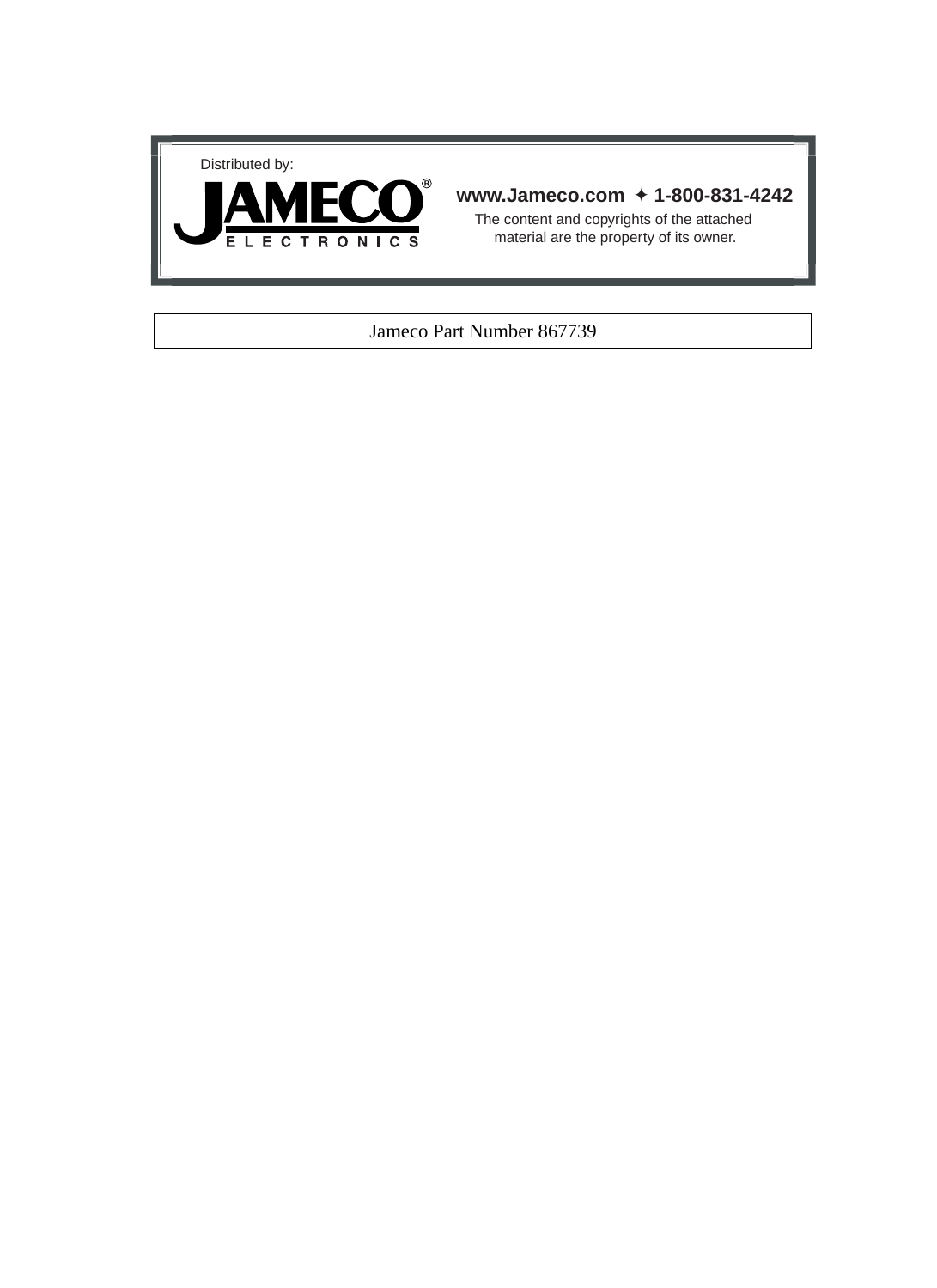Distributed by:

JAMECO® ELECTRONICS

**www.Jameco.com ✦ 1-800-831-4242**

The content and copyrights of the attached material are the property of its owner.

Jameco Part Number 867739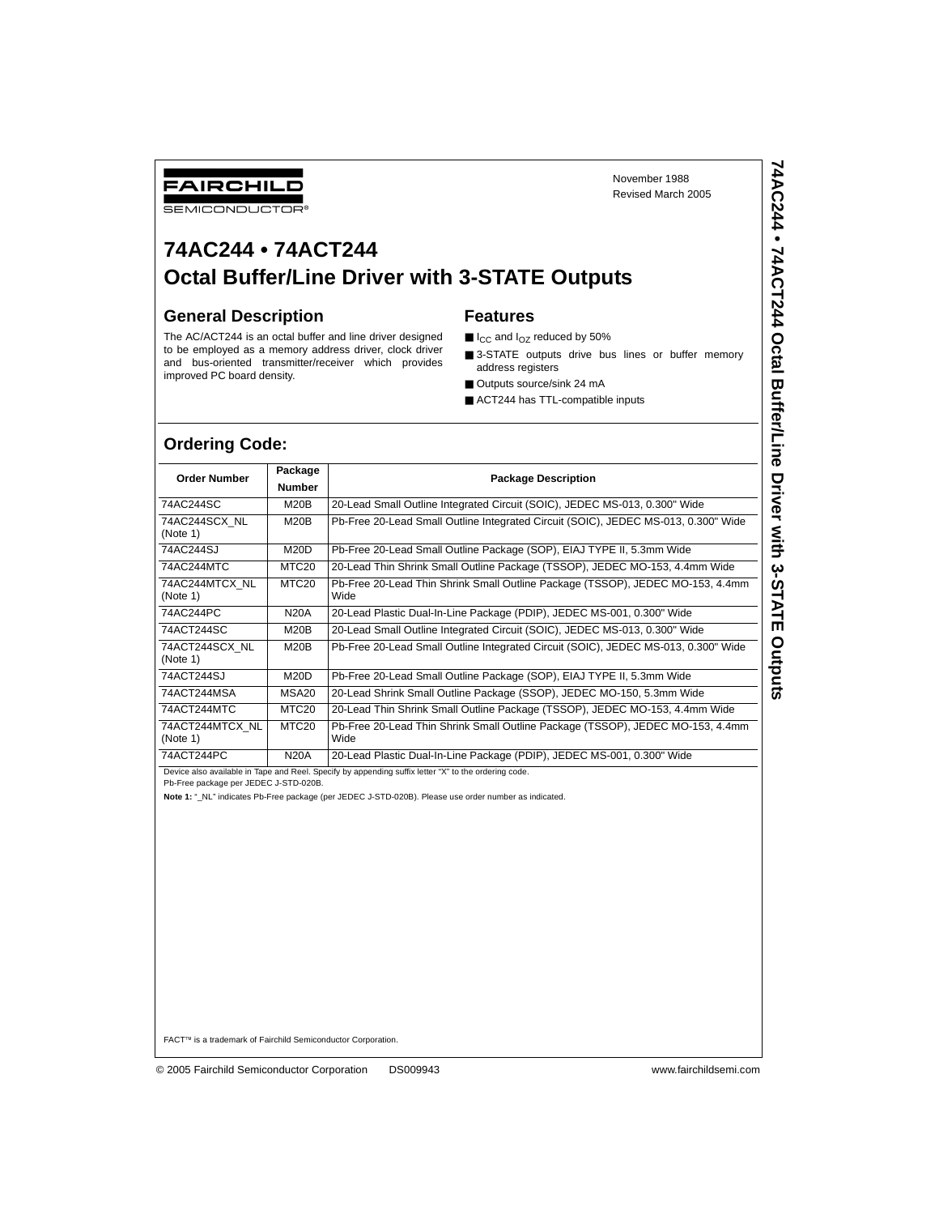# 74AC244 • 74ACT244
# Octal Buffer/Line Driver with 3-STATE Outputs

November 1988
Revised March 2005

## General Description

The AC/ACT244 is an octal buffer and line driver designed to be employed as a memory address driver, clock driver and bus-oriented transmitter/receiver which provides improved PC board density.

## Features

- $I_{CC}$ and $I_{OZ}$ reduced by 50%
- 3-STATE outputs drive bus lines or buffer memory address registers
- Outputs source/sink 24 mA
- ACT244 has TTL-compatible inputs

## Ordering Code:

| Order Number | Package Number | Package Description |
|---|---|---|
| 74AC244SC | M20B | 20-Lead Small Outline Integrated Circuit (SOIC), JEDEC MS-013, 0.300" Wide |
| 74AC244SCX_NL (Note 1) | M20B | Pb-Free 20-Lead Small Outline Integrated Circuit (SOIC), JEDEC MS-013, 0.300" Wide |
| 74AC244SJ | M20D | Pb-Free 20-Lead Small Outline Package (SOP), EIAJ TYPE II, 5.3mm Wide |
| 74AC244MTC | MTC20 | 20-Lead Thin Shrink Small Outline Package (TSSOP), JEDEC MO-153, 4.4mm Wide |
| 74AC244MTCX_NL (Note 1) | MTC20 | Pb-Free 20-Lead Thin Shrink Small Outline Package (TSSOP), JEDEC MO-153, 4.4mm Wide |
| 74AC244PC | N20A | 20-Lead Plastic Dual-In-Line Package (PDIP), JEDEC MS-001, 0.300" Wide |
| 74ACT244SC | M20B | 20-Lead Small Outline Integrated Circuit (SOIC), JEDEC MS-013, 0.300" Wide |
| 74ACT244SCX_NL (Note 1) | M20B | Pb-Free 20-Lead Small Outline Integrated Circuit (SOIC), JEDEC MS-013, 0.300" Wide |
| 74ACT244SJ | M20D | Pb-Free 20-Lead Small Outline Package (SOP), EIAJ TYPE II, 5.3mm Wide |
| 74ACT244MSA | MSA20 | 20-Lead Shrink Small Outline Package (SSOP), JEDEC MO-150, 5.3mm Wide |
| 74ACT244MTC | MTC20 | 20-Lead Thin Shrink Small Outline Package (TSSOP), JEDEC MO-153, 4.4mm Wide |
| 74ACT244MTCX_NL (Note 1) | MTC20 | Pb-Free 20-Lead Thin Shrink Small Outline Package (TSSOP), JEDEC MO-153, 4.4mm Wide |
| 74ACT244PC | N20A | 20-Lead Plastic Dual-In-Line Package (PDIP), JEDEC MS-001, 0.300" Wide |

Device also available in Tape and Reel. Specify by appending suffix letter "X" to the ordering code.
Pb-Free package per JEDEC J-STD-020B.

**Note 1:** "_NL" indicates Pb-Free package (per JEDEC J-STD-020B). Please use order number as indicated.

FACT™ is a trademark of Fairchild Semiconductor Corporation.

© 2005 Fairchild Semiconductor Corporation DS009943 www.fairchildsemi.com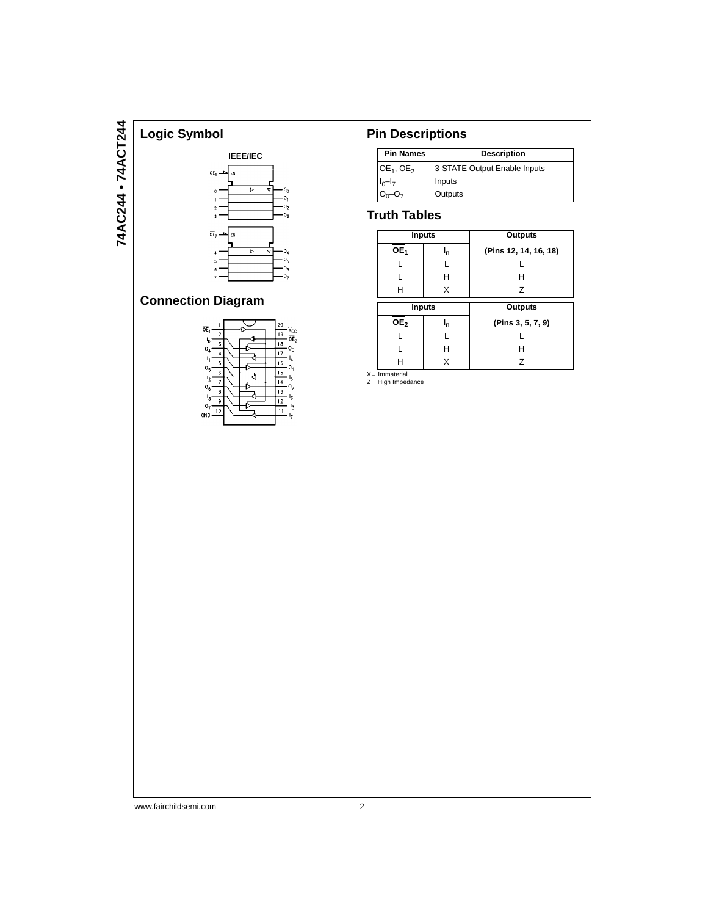## Logic Symbol

IEEE/IEC

## Connection Diagram

## Pin Descriptions

| Pin Names | Description |
| --- | --- |
| $\overline{OE}_1$, $\overline{OE}_2$ | 3-STATE Output Enable Inputs |
| $I_0$–$I_7$ | Inputs |
| $O_0$–$O_7$ | Outputs |

## Truth Tables

| Inputs | | Outputs |
| --- | --- | --- |
| $\overline{OE}_1$ | $I_n$ | (Pins 12, 14, 16, 18) |
| L | L | L |
| L | H | H |
| H | X | Z |

| Inputs | | Outputs |
| --- | --- | --- |
| $\overline{OE}_2$ | $I_n$ | (Pins 3, 5, 7, 9) |
| L | L | L |
| L | H | H |
| H | X | Z |

X = Immaterial
Z = High Impedance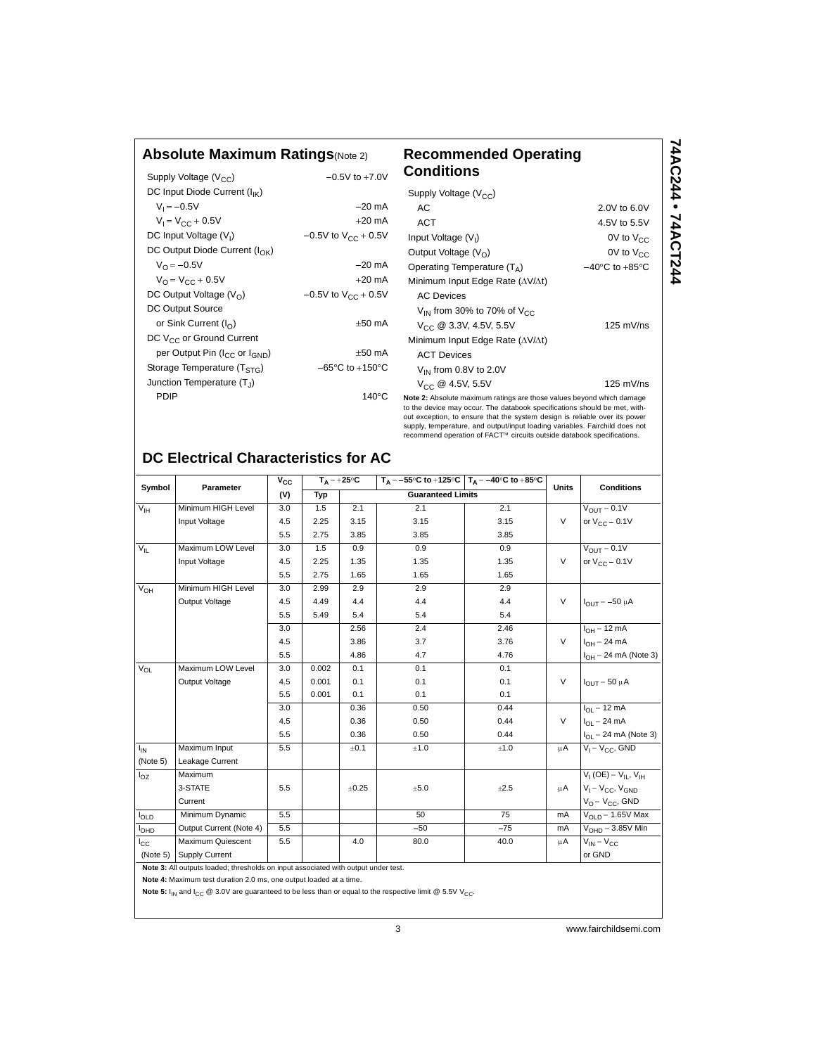## Absolute Maximum Ratings (Note 2)

| | |
|---|---|
| Supply Voltage ($V_{CC}$) | −0.5V to +7.0V |
| DC Input Diode Current ($I_{IK}$) | |
| $V_I = −0.5V$ | −20 mA |
| $V_I = V_{CC} + 0.5V$ | +20 mA |
| DC Input Voltage ($V_I$) | −0.5V to $V_{CC}$ + 0.5V |
| DC Output Diode Current ($I_{OK}$) | |
| $V_O = −0.5V$ | −20 mA |
| $V_O = V_{CC} + 0.5V$ | +20 mA |
| DC Output Voltage ($V_O$) | −0.5V to $V_{CC}$ + 0.5V |
| DC Output Source or Sink Current ($I_O$) | ±50 mA |
| DC $V_{CC}$ or Ground Current per Output Pin ($I_{CC}$ or $I_{GND}$) | ±50 mA |
| Storage Temperature ($T_{STG}$) | −65°C to +150°C |
| Junction Temperature ($T_J$) | |
| PDIP | 140°C |

## Recommended Operating Conditions

| | |
|---|---|
| Supply Voltage ($V_{CC}$) | |
| AC | 2.0V to 6.0V |
| ACT | 4.5V to 5.5V |
| Input Voltage ($V_I$) | 0V to $V_{CC}$ |
| Output Voltage ($V_O$) | 0V to $V_{CC}$ |
| Operating Temperature ($T_A$) | −40°C to +85°C |
| Minimum Input Edge Rate ($\Delta V/\Delta t$) | |
| AC Devices | |
| $V_{IN}$ from 30% to 70% of $V_{CC}$ | |
| $V_{CC}$ @ 3.3V, 4.5V, 5.5V | 125 mV/ns |
| Minimum Input Edge Rate ($\Delta V/\Delta t$) | |
| ACT Devices | |
| $V_{IN}$ from 0.8V to 2.0V | |
| $V_{CC}$ @ 4.5V, 5.5V | 125 mV/ns |

**Note 2:** Absolute maximum ratings are those values beyond which damage to the device may occur. The databook specifications should be met, without exception, to ensure that the system design is reliable over its power supply, temperature, and output/input loading variables. Fairchild does not recommend operation of FACT™ circuits outside databook specifications.

## DC Electrical Characteristics for AC

| Symbol | Parameter | $V_{CC}$ (V) | $T_A = +25°C$ Typ | $T_A = +25°C$ | $T_A = −55°C$ to $+125°C$ | $T_A = −40°C$ to $+85°C$ | Units | Conditions |
|---|---|---|---|---|---|---|---|---|
| | | | | Guaranteed Limits | | | | |
| $V_{IH}$ | Minimum HIGH Level Input Voltage | 3.0 | 1.5 | 2.1 | 2.1 | 2.1 | V | $V_{OUT} = 0.1V$ or $V_{CC} − 0.1V$ |
| | | 4.5 | 2.25 | 3.15 | 3.15 | 3.15 | | |
| | | 5.5 | 2.75 | 3.85 | 3.85 | 3.85 | | |
| $V_{IL}$ | Maximum LOW Level Input Voltage | 3.0 | 1.5 | 0.9 | 0.9 | 0.9 | V | $V_{OUT} = 0.1V$ or $V_{CC} − 0.1V$ |
| | | 4.5 | 2.25 | 1.35 | 1.35 | 1.35 | | |
| | | 5.5 | 2.75 | 1.65 | 1.65 | 1.65 | | |
| $V_{OH}$ | Minimum HIGH Level Output Voltage | 3.0 | 2.99 | 2.9 | 2.9 | 2.9 | V | $I_{OUT} = −50$ µA |
| | | 4.5 | 4.49 | 4.4 | 4.4 | 4.4 | | |
| | | 5.5 | 5.49 | 5.4 | 5.4 | 5.4 | | |
| | | 3.0 | | 2.56 | 2.4 | 2.46 | V | $I_{OH} = −12$ mA |
| | | 4.5 | | 3.86 | 3.7 | 3.76 | | $I_{OH} = −24$ mA |
| | | 5.5 | | 4.86 | 4.7 | 4.76 | | $I_{OH} = −24$ mA (Note 3) |
| $V_{OL}$ | Maximum LOW Level Output Voltage | 3.0 | 0.002 | 0.1 | 0.1 | 0.1 | V | $I_{OUT} = 50$ µA |
| | | 4.5 | 0.001 | 0.1 | 0.1 | 0.1 | | |
| | | 5.5 | 0.001 | 0.1 | 0.1 | 0.1 | | |
| | | 3.0 | | 0.36 | 0.50 | 0.44 | V | $I_{OL} = 12$ mA |
| | | 4.5 | | 0.36 | 0.50 | 0.44 | | $I_{OL} = 24$ mA |
| | | 5.5 | | 0.36 | 0.50 | 0.44 | | $I_{OL} = 24$ mA (Note 3) |
| $I_{IN}$ (Note 5) | Maximum Input Leakage Current | 5.5 | | ±0.1 | ±1.0 | ±1.0 | µA | $V_I = V_{CC}$, GND |
| $I_{OZ}$ | Maximum 3-STATE Current | 5.5 | | ±0.25 | ±5.0 | ±2.5 | µA | $V_I$ (OE) = $V_{IL}$, $V_{IH}$; $V_I = V_{CC}$, $V_{GND}$; $V_O = V_{CC}$, GND |
| $I_{OLD}$ | Minimum Dynamic Output Current (Note 4) | 5.5 | | | 50 | 75 | mA | $V_{OLD} = 1.65V$ Max |
| $I_{OHD}$ | | 5.5 | | | −50 | −75 | mA | $V_{OHD} = 3.85V$ Min |
| $I_{CC}$ (Note 5) | Maximum Quiescent Supply Current | 5.5 | | 4.0 | 80.0 | 40.0 | µA | $V_{IN} = V_{CC}$ or GND |

**Note 3:** All outputs loaded; thresholds on input associated with output under test.

**Note 4:** Maximum test duration 2.0 ms, one output loaded at a time.

**Note 5:** $I_{IN}$ and $I_{CC}$ @ 3.0V are guaranteed to be less than or equal to the respective limit @ 5.5V $V_{CC}$.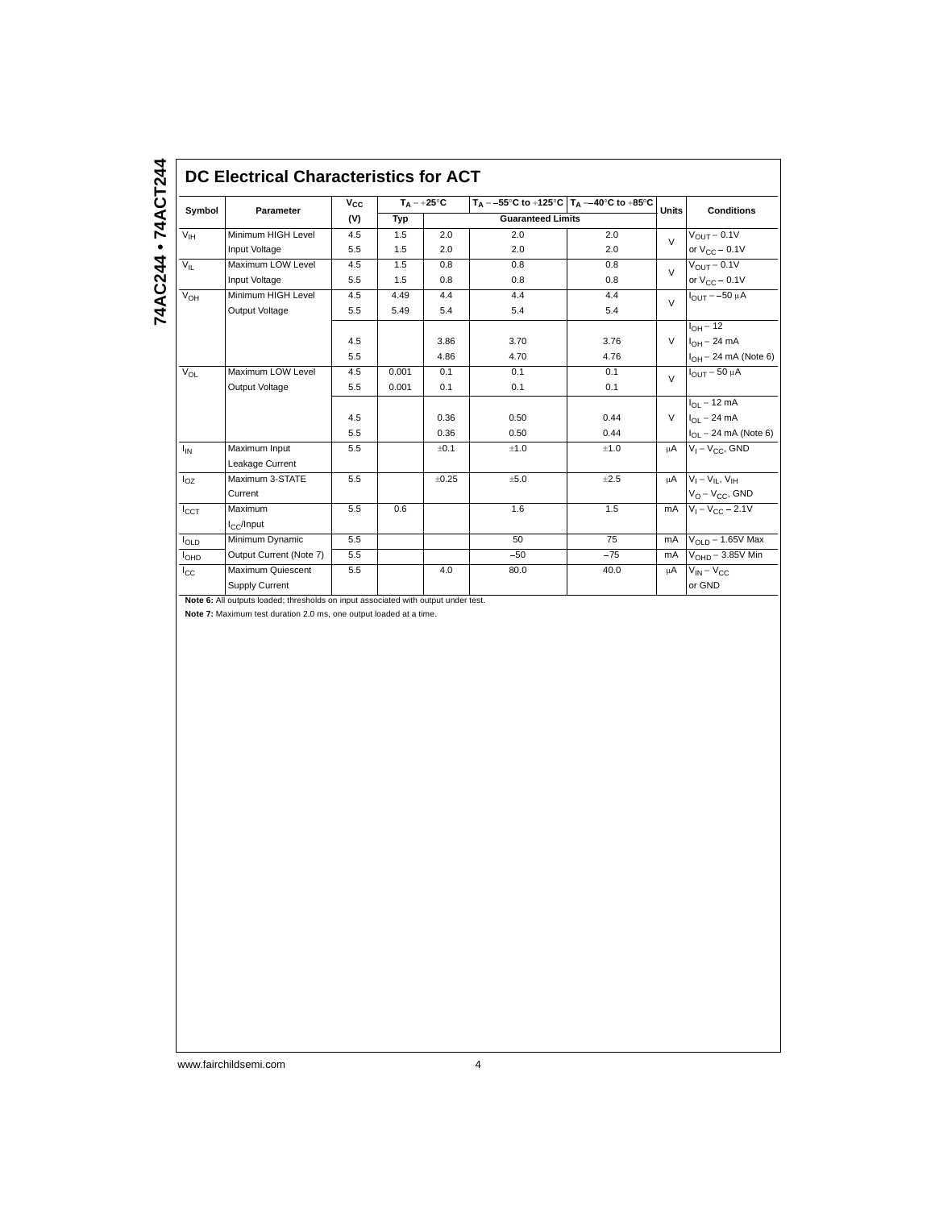## DC Electrical Characteristics for ACT

| Symbol | Parameter | $V_{CC}$ (V) | $T_A = +25°C$ Typ | $T_A = +25°C$ | $T_A = -55°C$ to $+125°C$ | $T_A = -40°C$ to $+85°C$ | Units | Conditions |
|---|---|---|---|---|---|---|---|---|
| | | | | Guaranteed Limits | | | | |
| $V_{IH}$ | Minimum HIGH Level Input Voltage | 4.5 | 1.5 | 2.0 | 2.0 | 2.0 | V | $V_{OUT} = 0.1V$ |
| | | 5.5 | 1.5 | 2.0 | 2.0 | 2.0 | | or $V_{CC} - 0.1V$ |
| $V_{IL}$ | Maximum LOW Level Input Voltage | 4.5 | 1.5 | 0.8 | 0.8 | 0.8 | V | $V_{OUT} = 0.1V$ |
| | | 5.5 | 1.5 | 0.8 | 0.8 | 0.8 | | or $V_{CC} - 0.1V$ |
| $V_{OH}$ | Minimum HIGH Level Output Voltage | 4.5 | 4.49 | 4.4 | 4.4 | 4.4 | V | $I_{OUT} = -50$ μA |
| | | 5.5 | 5.49 | 5.4 | 5.4 | 5.4 | | |
| | | | | | | | | $I_{OH} = 12$ |
| | | 4.5 | | 3.86 | 3.70 | 3.76 | V | $I_{OH} = 24$ mA |
| | | 5.5 | | 4.86 | 4.70 | 4.76 | | $I_{OH} = 24$ mA (Note 6) |
| $V_{OL}$ | Maximum LOW Level Output Voltage | 4.5 | 0.001 | 0.1 | 0.1 | 0.1 | V | $I_{OUT} = 50$ μA |
| | | 5.5 | 0.001 | 0.1 | 0.1 | 0.1 | | |
| | | | | | | | | $I_{OL} = 12$ mA |
| | | 4.5 | | 0.36 | 0.50 | 0.44 | V | $I_{OL} = 24$ mA |
| | | 5.5 | | 0.36 | 0.50 | 0.44 | | $I_{OL} = 24$ mA (Note 6) |
| $I_{IN}$ | Maximum Input Leakage Current | 5.5 | | ±0.1 | ±1.0 | ±1.0 | μA | $V_I = V_{CC}$, GND |
| $I_{OZ}$ | Maximum 3-STATE Current | 5.5 | | ±0.25 | ±5.0 | ±2.5 | μA | $V_I = V_{IL}$, $V_{IH}$; $V_O = V_{CC}$, GND |
| $I_{CCT}$ | Maximum $I_{CC}$/Input | 5.5 | 0.6 | | 1.6 | 1.5 | mA | $V_I = V_{CC} - 2.1V$ |
| $I_{OLD}$ | Minimum Dynamic Output Current (Note 7) | 5.5 | | | 50 | 75 | mA | $V_{OLD} = 1.65V$ Max |
| $I_{OHD}$ | | 5.5 | | | −50 | −75 | mA | $V_{OHD} = 3.85V$ Min |
| $I_{CC}$ | Maximum Quiescent Supply Current | 5.5 | | 4.0 | 80.0 | 40.0 | μA | $V_{IN} = V_{CC}$ or GND |

**Note 6:** All outputs loaded; thresholds on input associated with output under test.

**Note 7:** Maximum test duration 2.0 ms, one output loaded at a time.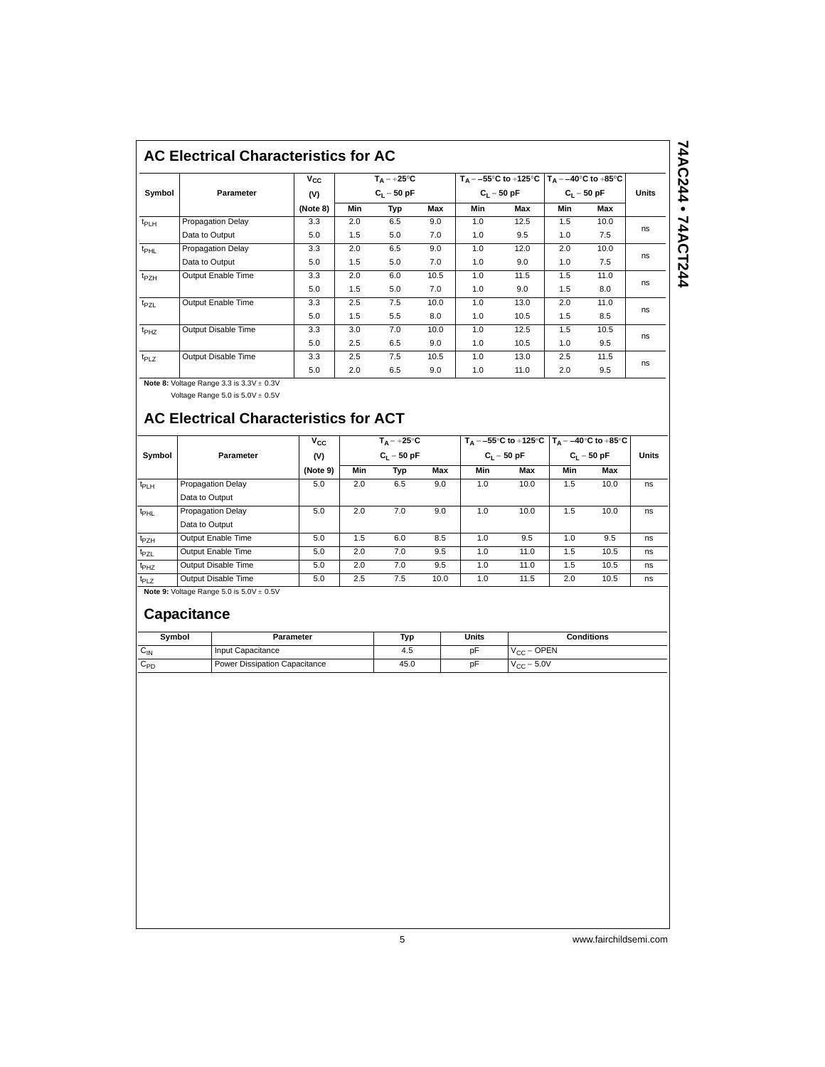## AC Electrical Characteristics for AC

| Symbol | Parameter | $V_{CC}$ (V) (Note 8) | $T_A = +25°C$ $C_L = 50$ pF | | | $T_A = -55°C$ to $+125°C$ $C_L = 50$ pF | | $T_A = -40°C$ to $+85°C$ $C_L = 50$ pF | | Units |
|---|---|---|---|---|---|---|---|---|---|---|
| | | | Min | Typ | Max | Min | Max | Min | Max | |
| $t_{PLH}$ | Propagation Delay Data to Output | 3.3 | 2.0 | 6.5 | 9.0 | 1.0 | 12.5 | 1.5 | 10.0 | ns |
| | | 5.0 | 1.5 | 5.0 | 7.0 | 1.0 | 9.5 | 1.0 | 7.5 | |
| $t_{PHL}$ | Propagation Delay Data to Output | 3.3 | 2.0 | 6.5 | 9.0 | 1.0 | 12.0 | 2.0 | 10.0 | ns |
| | | 5.0 | 1.5 | 5.0 | 7.0 | 1.0 | 9.0 | 1.0 | 7.5 | |
| $t_{PZH}$ | Output Enable Time | 3.3 | 2.0 | 6.0 | 10.5 | 1.0 | 11.5 | 1.5 | 11.0 | ns |
| | | 5.0 | 1.5 | 5.0 | 7.0 | 1.0 | 9.0 | 1.5 | 8.0 | |
| $t_{PZL}$ | Output Enable Time | 3.3 | 2.5 | 7.5 | 10.0 | 1.0 | 13.0 | 2.0 | 11.0 | ns |
| | | 5.0 | 1.5 | 5.5 | 8.0 | 1.0 | 10.5 | 1.5 | 8.5 | |
| $t_{PHZ}$ | Output Disable Time | 3.3 | 3.0 | 7.0 | 10.0 | 1.0 | 12.5 | 1.5 | 10.5 | ns |
| | | 5.0 | 2.5 | 6.5 | 9.0 | 1.0 | 10.5 | 1.0 | 9.5 | |
| $t_{PLZ}$ | Output Disable Time | 3.3 | 2.5 | 7.5 | 10.5 | 1.0 | 13.0 | 2.5 | 11.5 | ns |
| | | 5.0 | 2.0 | 6.5 | 9.0 | 1.0 | 11.0 | 2.0 | 9.5 | |

**Note 8:** Voltage Range 3.3 is 3.3V ± 0.3V
Voltage Range 5.0 is 5.0V ± 0.5V

## AC Electrical Characteristics for ACT

| Symbol | Parameter | $V_{CC}$ (V) (Note 9) | $T_A = +25°C$ $C_L = 50$ pF | | | $T_A = -55°C$ to $+125°C$ $C_L = 50$ pF | | $T_A = -40°C$ to $+85°C$ $C_L = 50$ pF | | Units |
|---|---|---|---|---|---|---|---|---|---|---|
| | | | Min | Typ | Max | Min | Max | Min | Max | |
| $t_{PLH}$ | Propagation Delay Data to Output | 5.0 | 2.0 | 6.5 | 9.0 | 1.0 | 10.0 | 1.5 | 10.0 | ns |
| $t_{PHL}$ | Propagation Delay Data to Output | 5.0 | 2.0 | 7.0 | 9.0 | 1.0 | 10.0 | 1.5 | 10.0 | ns |
| $t_{PZH}$ | Output Enable Time | 5.0 | 1.5 | 6.0 | 8.5 | 1.0 | 9.5 | 1.0 | 9.5 | ns |
| $t_{PZL}$ | Output Enable Time | 5.0 | 2.0 | 7.0 | 9.5 | 1.0 | 11.0 | 1.5 | 10.5 | ns |
| $t_{PHZ}$ | Output Disable Time | 5.0 | 2.0 | 7.0 | 9.5 | 1.0 | 11.0 | 1.5 | 10.5 | ns |
| $t_{PLZ}$ | Output Disable Time | 5.0 | 2.5 | 7.5 | 10.0 | 1.0 | 11.5 | 2.0 | 10.5 | ns |

**Note 9:** Voltage Range 5.0 is 5.0V ± 0.5V

## Capacitance

| Symbol | Parameter | Typ | Units | Conditions |
|---|---|---|---|---|
| $C_{IN}$ | Input Capacitance | 4.5 | pF | $V_{CC}$ = OPEN |
| $C_{PD}$ | Power Dissipation Capacitance | 45.0 | pF | $V_{CC}$ = 5.0V |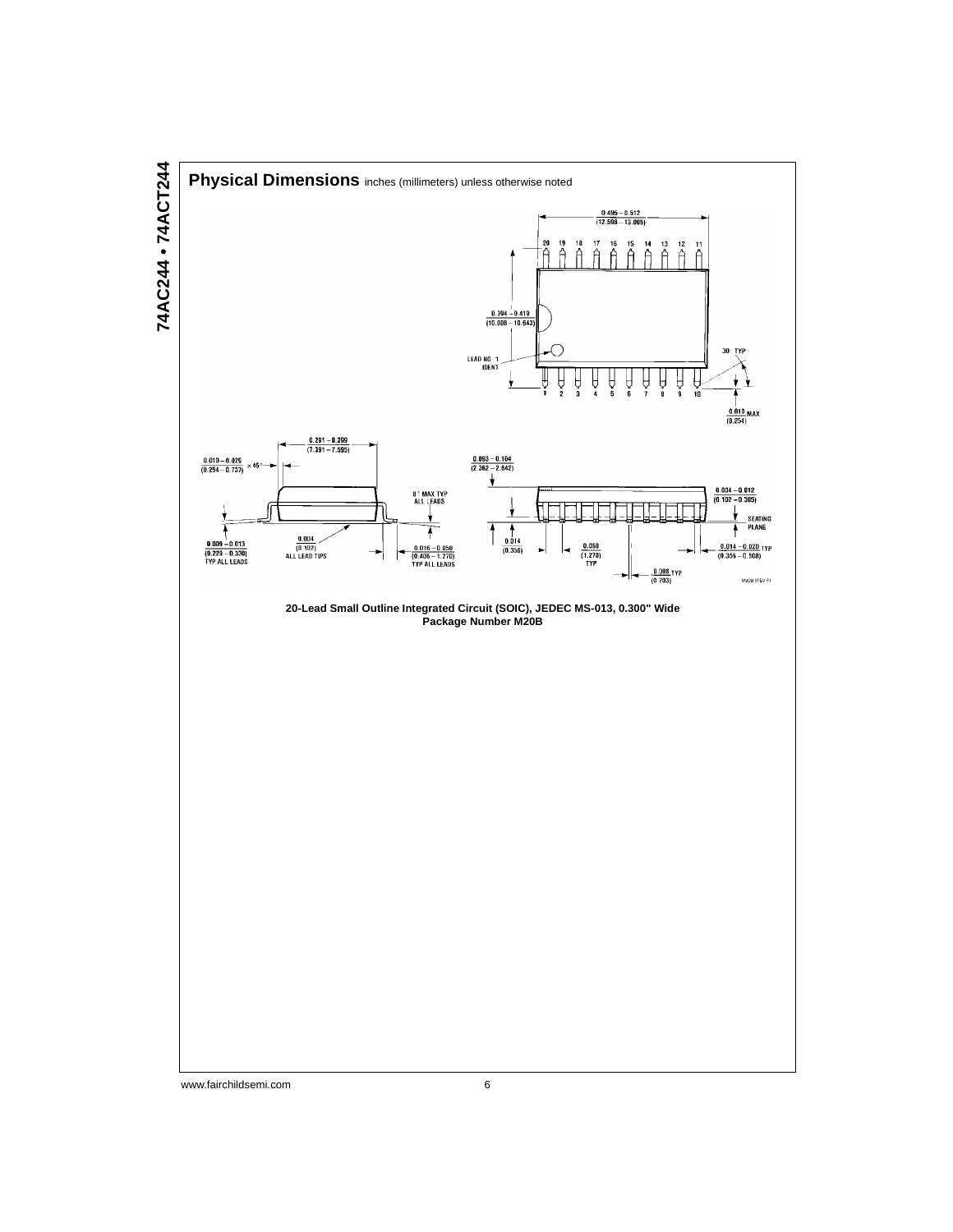## Physical Dimensions inches (millimeters) unless otherwise noted

20-Lead Small Outline Integrated Circuit (SOIC), JEDEC MS-013, 0.300" Wide
Package Number M20B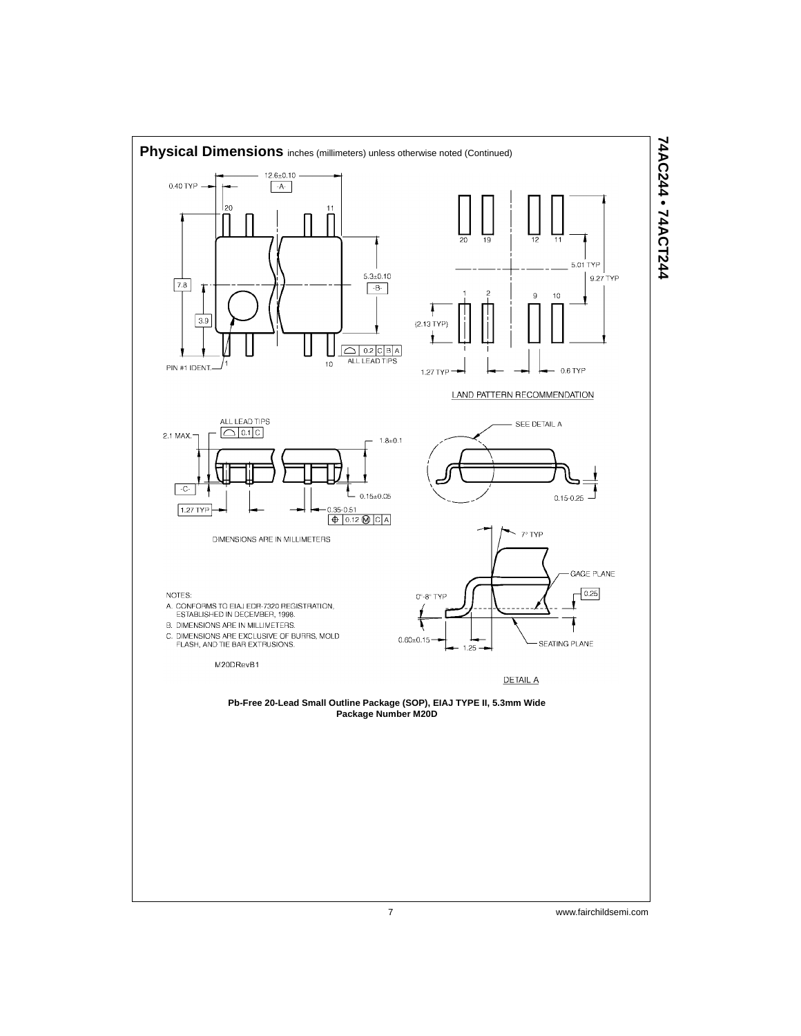## Physical Dimensions inches (millimeters) unless otherwise noted (Continued)

12.6±0.10

0.40 TYP

-A-

20 11

7.8

3.9

5.3±0.10

-B-

PIN #1 IDENT.

1 10

0.2 C B A

ALL LEAD TIPS

20 19 12 11

5.01 TYP

9.27 TYP

1 2 9 10

(2.13 TYP)

1.27 TYP

0.6 TYP

LAND PATTERN RECOMMENDATION

ALL LEAD TIPS

0.1 C

2.1 MAX.

1.8±0.1

-C-

0.15±0.05

1.27 TYP

0.35-0.51

0.12 Ⓜ C A

DIMENSIONS ARE IN MILLIMETERS

SEE DETAIL A

0.15-0.25

7° TYP

GAGE PLANE

0.25

0°-8° TYP

0.60±0.15

1.25

SEATING PLANE

DETAIL A

NOTES:

A. CONFORMS TO EIAJ EDR-7320 REGISTRATION, ESTABLISHED IN DECEMBER, 1998.

B. DIMENSIONS ARE IN MILLIMETERS.

C. DIMENSIONS ARE EXCLUSIVE OF BURRS, MOLD FLASH, AND TIE BAR EXTRUSIONS.

M20DRevB1

**Pb-Free 20-Lead Small Outline Package (SOP), EIAJ TYPE II, 5.3mm Wide**
**Package Number M20D**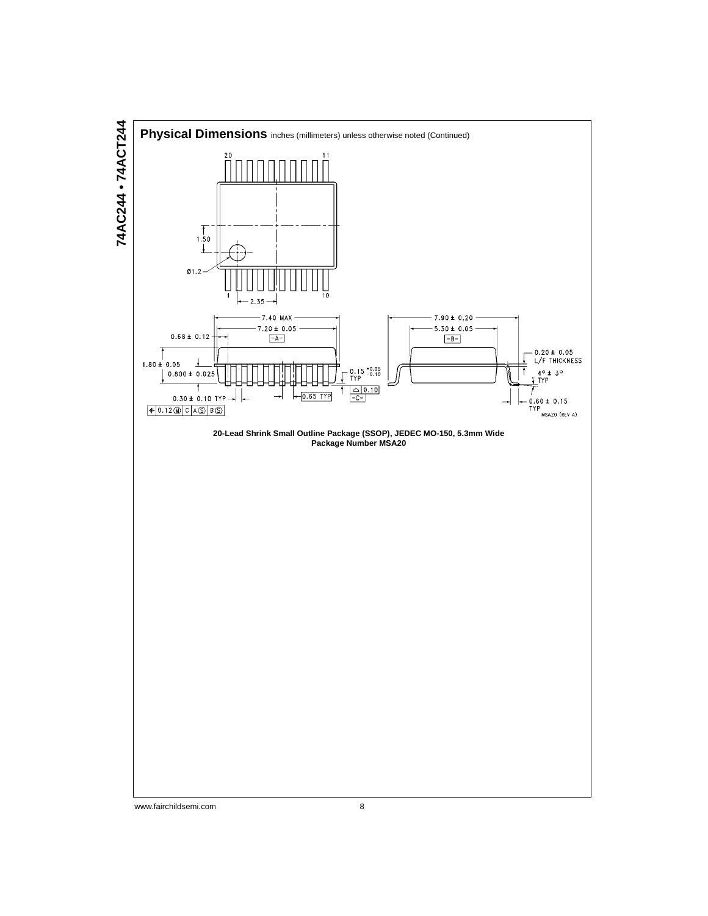## Physical Dimensions inches (millimeters) unless otherwise noted (Continued)

**20-Lead Shrink Small Outline Package (SSOP), JEDEC MO-150, 5.3mm Wide**
**Package Number MSA20**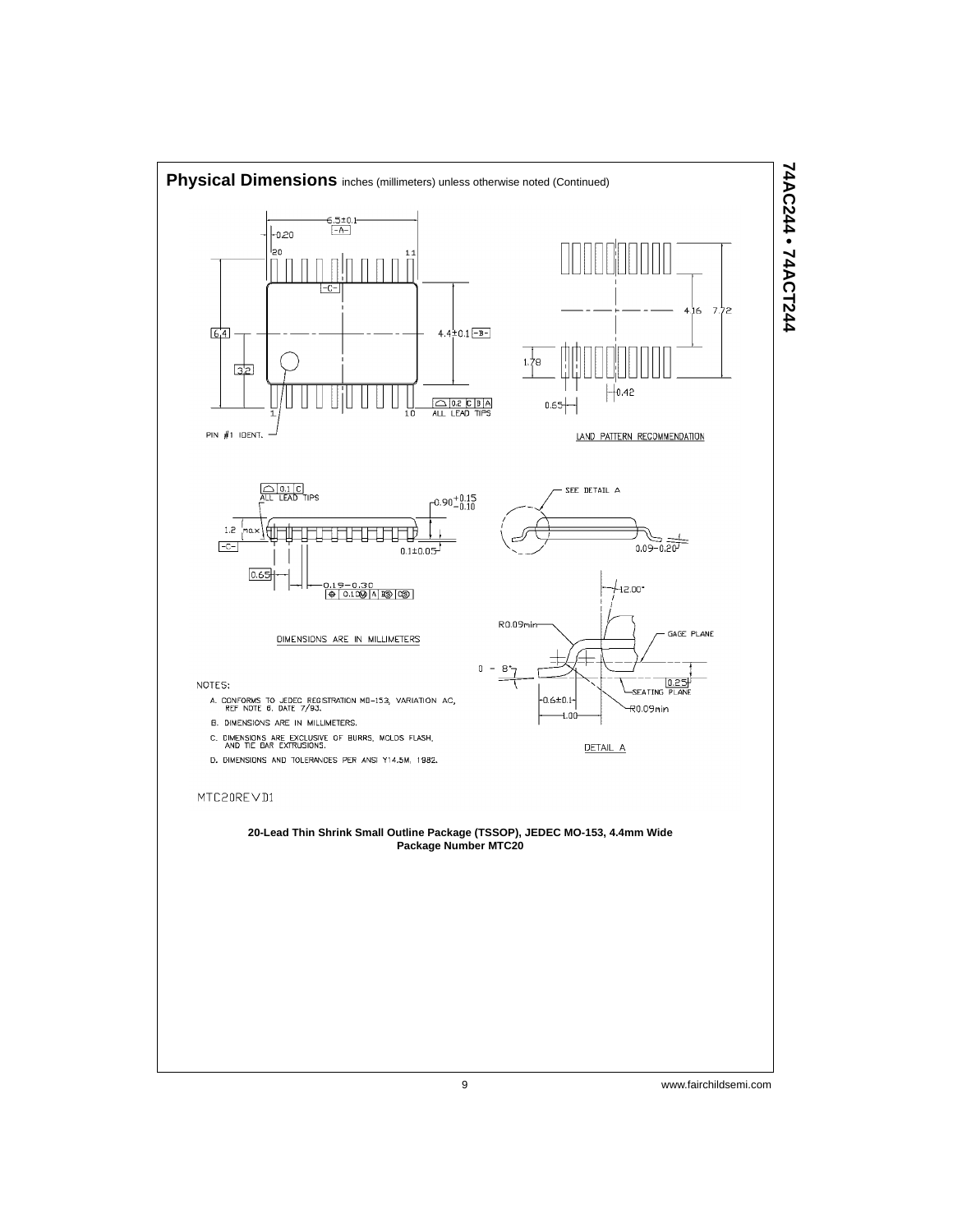## Physical Dimensions inches (millimeters) unless otherwise noted (Continued)

LAND PATTERN RECOMMENDATION

DIMENSIONS ARE IN MILLIMETERS

DETAIL A

NOTES:

A. CONFORMS TO JEDEC REGISTRATION MO-153, VARIATION AC, REF NOTE 6, DATE 7/93.

B. DIMENSIONS ARE IN MILLIMETERS.

C. DIMENSIONS ARE EXCLUSIVE OF BURRS, MOLDS FLASH, AND TIE BAR EXTRUSIONS.

D. DIMENSIONS AND TOLERANCES PER ANSI Y14.5M, 1982.

MTC20REVD1

**20-Lead Thin Shrink Small Outline Package (TSSOP), JEDEC MO-153, 4.4mm Wide**
**Package Number MTC20**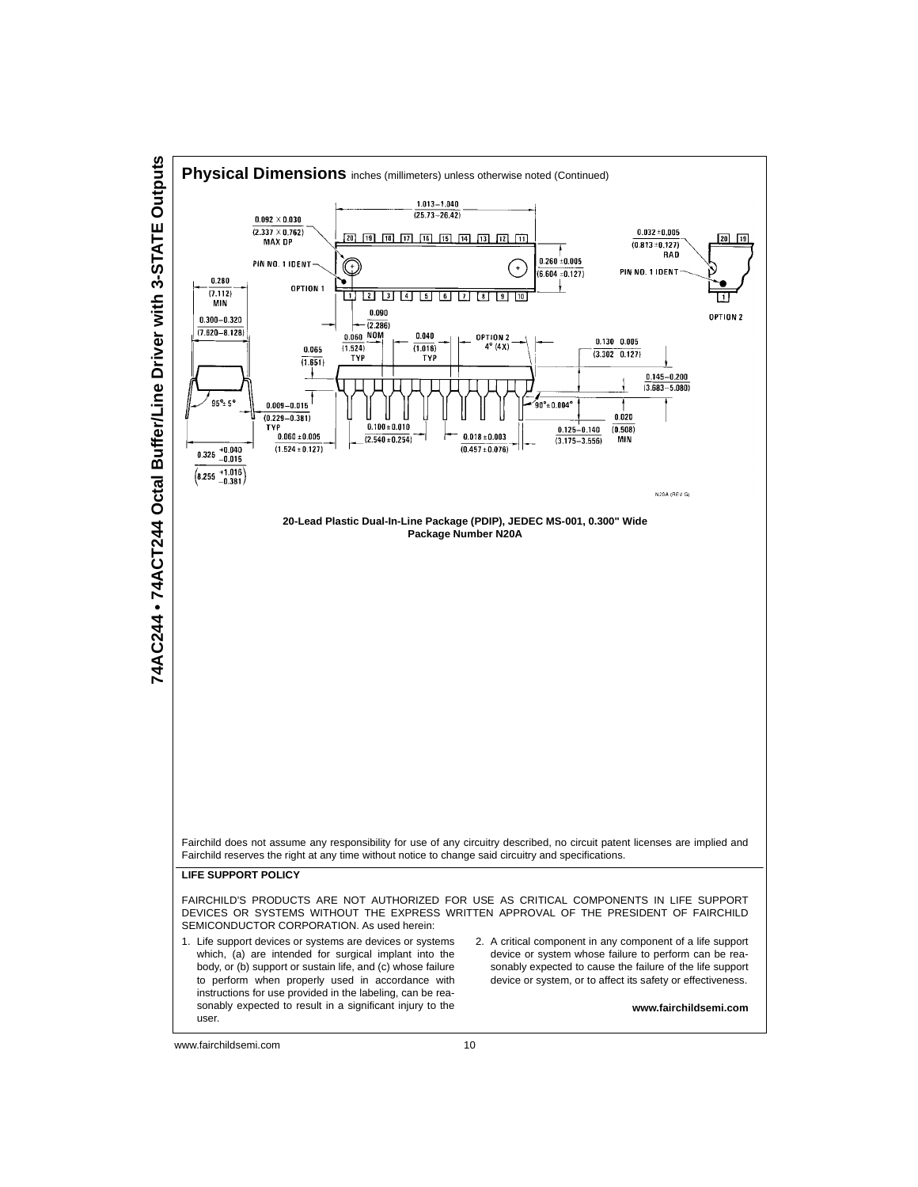## Physical Dimensions inches (millimeters) unless otherwise noted (Continued)

1.013–1.040
(25.73–26.42)
0.092 × 0.030
(2.337 × 0.762)
MAX DP
20 19 18 17 16 15 14 13 12 11
PIN NO. 1 IDENT
OPTION 1
1 2 3 4 5 6 7 8 9 10
0.260 ±0.005
(6.604 ±0.127)
0.032 ±0.005
(0.813 ±0.127)
RAD
PIN NO. 1 IDENT
OPTION 2
0.280
(7.112)
MIN
0.300–0.320
(7.620–8.128)
0.090
(2.286)
0.060 NOM
(1.524)
TYP
0.040
(1.016)
TYP
OPTION 2
4° (4X)
0.065
(1.651)
0.130 0.005
(3.302 0.127)
0.145–0.200
(3.683–5.080)
95° ± 5°
0.009–0.015
(0.229–0.381)
TYP
0.100 ± 0.010
(2.540 ± 0.254)
0.060 ± 0.005
(1.524 ± 0.127)
0.018 ± 0.003
(0.457 ± 0.076)
90° ± 0.004°
0.125–0.140
(3.175–3.556)
0.020
(0.508)
MIN
0.325 +0.040 −0.015
(8.255 +1.016 −0.381)
N20A (REV G)

**20-Lead Plastic Dual-In-Line Package (PDIP), JEDEC MS-001, 0.300" Wide**
**Package Number N20A**

Fairchild does not assume any responsibility for use of any circuitry described, no circuit patent licenses are implied and Fairchild reserves the right at any time without notice to change said circuitry and specifications.

**LIFE SUPPORT POLICY**

FAIRCHILD'S PRODUCTS ARE NOT AUTHORIZED FOR USE AS CRITICAL COMPONENTS IN LIFE SUPPORT DEVICES OR SYSTEMS WITHOUT THE EXPRESS WRITTEN APPROVAL OF THE PRESIDENT OF FAIRCHILD SEMICONDUCTOR CORPORATION. As used herein:

1. Life support devices or systems are devices or systems which, (a) are intended for surgical implant into the body, or (b) support or sustain life, and (c) whose failure to perform when properly used in accordance with instructions for use provided in the labeling, can be reasonably expected to result in a significant injury to the user.
2. A critical component in any component of a life support device or system whose failure to perform can be reasonably expected to cause the failure of the life support device or system, or to affect its safety or effectiveness.

**www.fairchildsemi.com**